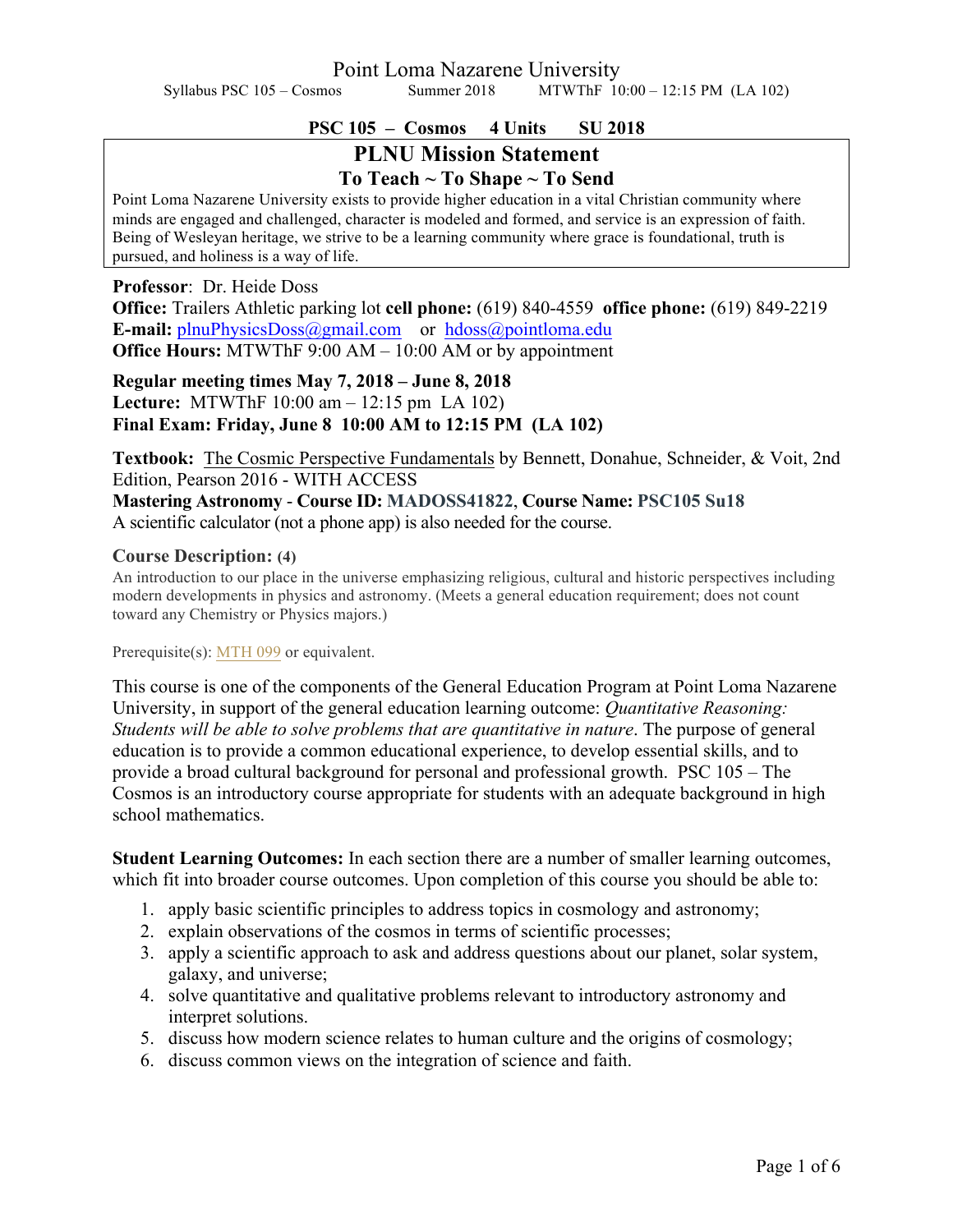# Point Loma Nazarene University

Syllabus PSC 105 – Cosmos Summer 2018 MTWThF 10:00 – 12:15 PM (LA 102)

**PSC 105 – Cosmos 4 Units SU 2018**

## PLNU Mission Statement

### To Teach ~ To Shape ~ To Send

Point Loma Nazarene University exists to provide higher education in a vital Christian community where minds are engaged and challenged, character is modeled and formed, and service is an expression of faith. Being of Wesleyan heritage, we strive to be a learning community where grace is foundational, truth is pursued, and holiness is a way of life.

**Professor**: Dr. Heide Doss
**Office:** Trailers Athletic parking lot **cell phone:** (619) 840-4559 **office phone:** (619) 849-2219
**E-mail:** plnuPhysicsDoss@gmail.com or hdoss@pointloma.edu
**Office Hours:** MTWThF 9:00 AM – 10:00 AM or by appointment

**Regular meeting times May 7, 2018 – June 8, 2018**
**Lecture:** MTWThF 10:00 am – 12:15 pm LA 102)
**Final Exam: Friday, June 8 10:00 AM to 12:15 PM (LA 102)**

**Textbook:** The Cosmic Perspective Fundamentals by Bennett, Donahue, Schneider, & Voit, 2nd Edition, Pearson 2016 - WITH ACCESS
**Mastering Astronomy - Course ID: MADOSS41822, Course Name: PSC105 Su18**
A scientific calculator (not a phone app) is also needed for the course.

**Course Description: (4)**

An introduction to our place in the universe emphasizing religious, cultural and historic perspectives including modern developments in physics and astronomy. (Meets a general education requirement; does not count toward any Chemistry or Physics majors.)

Prerequisite(s): MTH 099 or equivalent.

This course is one of the components of the General Education Program at Point Loma Nazarene University, in support of the general education learning outcome: *Quantitative Reasoning: Students will be able to solve problems that are quantitative in nature*. The purpose of general education is to provide a common educational experience, to develop essential skills, and to provide a broad cultural background for personal and professional growth. PSC 105 – The Cosmos is an introductory course appropriate for students with an adequate background in high school mathematics.

**Student Learning Outcomes:** In each section there are a number of smaller learning outcomes, which fit into broader course outcomes. Upon completion of this course you should be able to:

1. apply basic scientific principles to address topics in cosmology and astronomy;
2. explain observations of the cosmos in terms of scientific processes;
3. apply a scientific approach to ask and address questions about our planet, solar system, galaxy, and universe;
4. solve quantitative and qualitative problems relevant to introductory astronomy and interpret solutions.
5. discuss how modern science relates to human culture and the origins of cosmology;
6. discuss common views on the integration of science and faith.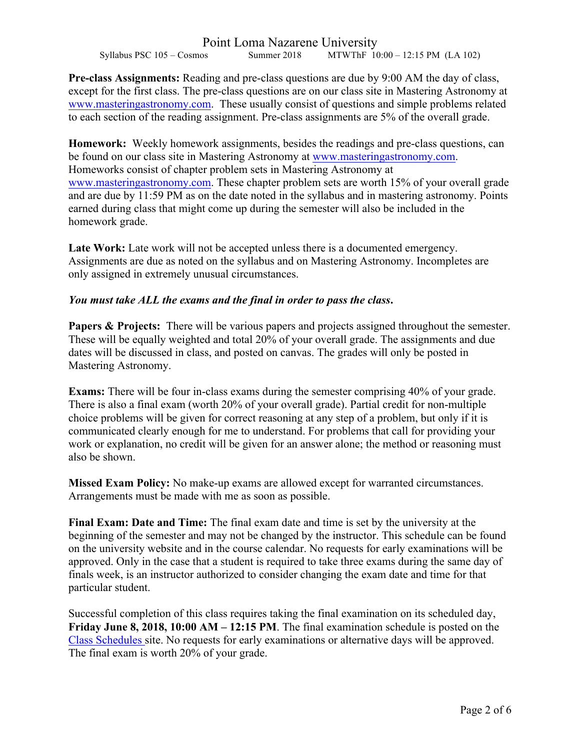**Pre-class Assignments:** Reading and pre-class questions are due by 9:00 AM the day of class, except for the first class. The pre-class questions are on our class site in Mastering Astronomy at www.masteringastronomy.com. These usually consist of questions and simple problems related to each section of the reading assignment. Pre-class assignments are 5% of the overall grade.

**Homework:** Weekly homework assignments, besides the readings and pre-class questions, can be found on our class site in Mastering Astronomy at www.masteringastronomy.com. Homeworks consist of chapter problem sets in Mastering Astronomy at www.masteringastronomy.com. These chapter problem sets are worth 15% of your overall grade and are due by 11:59 PM as on the date noted in the syllabus and in mastering astronomy. Points earned during class that might come up during the semester will also be included in the homework grade.

**Late Work:** Late work will not be accepted unless there is a documented emergency. Assignments are due as noted on the syllabus and on Mastering Astronomy. Incompletes are only assigned in extremely unusual circumstances.

***You must take ALL the exams and the final in order to pass the class.***

**Papers & Projects:** There will be various papers and projects assigned throughout the semester. These will be equally weighted and total 20% of your overall grade. The assignments and due dates will be discussed in class, and posted on canvas. The grades will only be posted in Mastering Astronomy.

**Exams:** There will be four in-class exams during the semester comprising 40% of your grade. There is also a final exam (worth 20% of your overall grade). Partial credit for non-multiple choice problems will be given for correct reasoning at any step of a problem, but only if it is communicated clearly enough for me to understand. For problems that call for providing your work or explanation, no credit will be given for an answer alone; the method or reasoning must also be shown.

**Missed Exam Policy:** No make-up exams are allowed except for warranted circumstances. Arrangements must be made with me as soon as possible.

**Final Exam: Date and Time:** The final exam date and time is set by the university at the beginning of the semester and may not be changed by the instructor. This schedule can be found on the university website and in the course calendar. No requests for early examinations will be approved. Only in the case that a student is required to take three exams during the same day of finals week, is an instructor authorized to consider changing the exam date and time for that particular student.

Successful completion of this class requires taking the final examination on its scheduled day, **Friday June 8, 2018, 10:00 AM – 12:15 PM**. The final examination schedule is posted on the Class Schedules site. No requests for early examinations or alternative days will be approved. The final exam is worth 20% of your grade.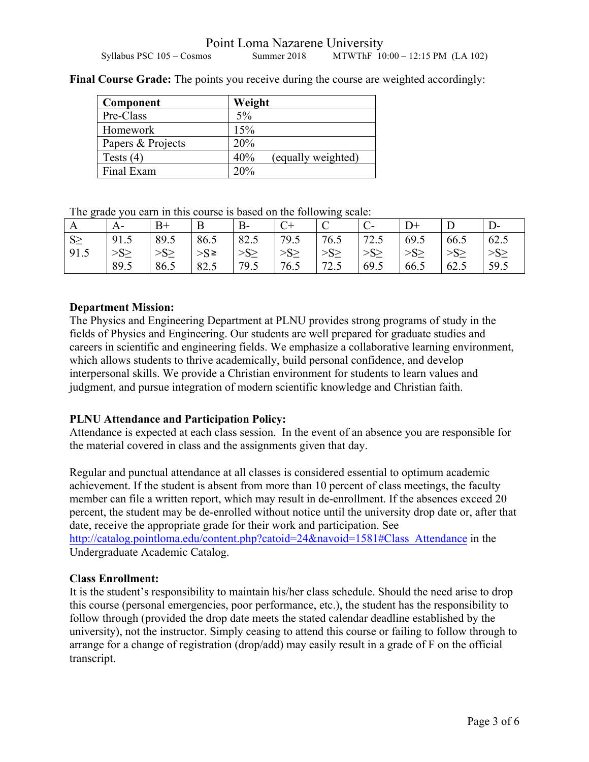**Final Course Grade:** The points you receive during the course are weighted accordingly:

| Component | Weight |
|---|---|
| Pre-Class | 5% |
| Homework | 15% |
| Papers & Projects | 20% |
| Tests (4) | 40% (equally weighted) |
| Final Exam | 20% |

The grade you earn in this course is based on the following scale:

| A | A- | B+ | B | B- | C+ | C | C- | D+ | D | D- |
|---|---|---|---|---|---|---|---|---|---|---|
| S≥ 91.5 | 91.5 >S≥ 89.5 | 89.5 >S≥ 86.5 | 86.5 >S≥ 82.5 | 82.5 >S≥ 79.5 | 79.5 >S≥ 76.5 | 76.5 >S≥ 72.5 | 72.5 >S≥ 69.5 | 69.5 >S≥ 66.5 | 66.5 >S≥ 62.5 | 62.5 >S≥ 59.5 |

**Department Mission:**
The Physics and Engineering Department at PLNU provides strong programs of study in the fields of Physics and Engineering. Our students are well prepared for graduate studies and careers in scientific and engineering fields. We emphasize a collaborative learning environment, which allows students to thrive academically, build personal confidence, and develop interpersonal skills. We provide a Christian environment for students to learn values and judgment, and pursue integration of modern scientific knowledge and Christian faith.

**PLNU Attendance and Participation Policy:**
Attendance is expected at each class session. In the event of an absence you are responsible for the material covered in class and the assignments given that day.

Regular and punctual attendance at all classes is considered essential to optimum academic achievement. If the student is absent from more than 10 percent of class meetings, the faculty member can file a written report, which may result in de-enrollment. If the absences exceed 20 percent, the student may be de-enrolled without notice until the university drop date or, after that date, receive the appropriate grade for their work and participation. See http://catalog.pointloma.edu/content.php?catoid=24&navoid=1581#Class_Attendance in the Undergraduate Academic Catalog.

**Class Enrollment:**
It is the student's responsibility to maintain his/her class schedule. Should the need arise to drop this course (personal emergencies, poor performance, etc.), the student has the responsibility to follow through (provided the drop date meets the stated calendar deadline established by the university), not the instructor. Simply ceasing to attend this course or failing to follow through to arrange for a change of registration (drop/add) may easily result in a grade of F on the official transcript.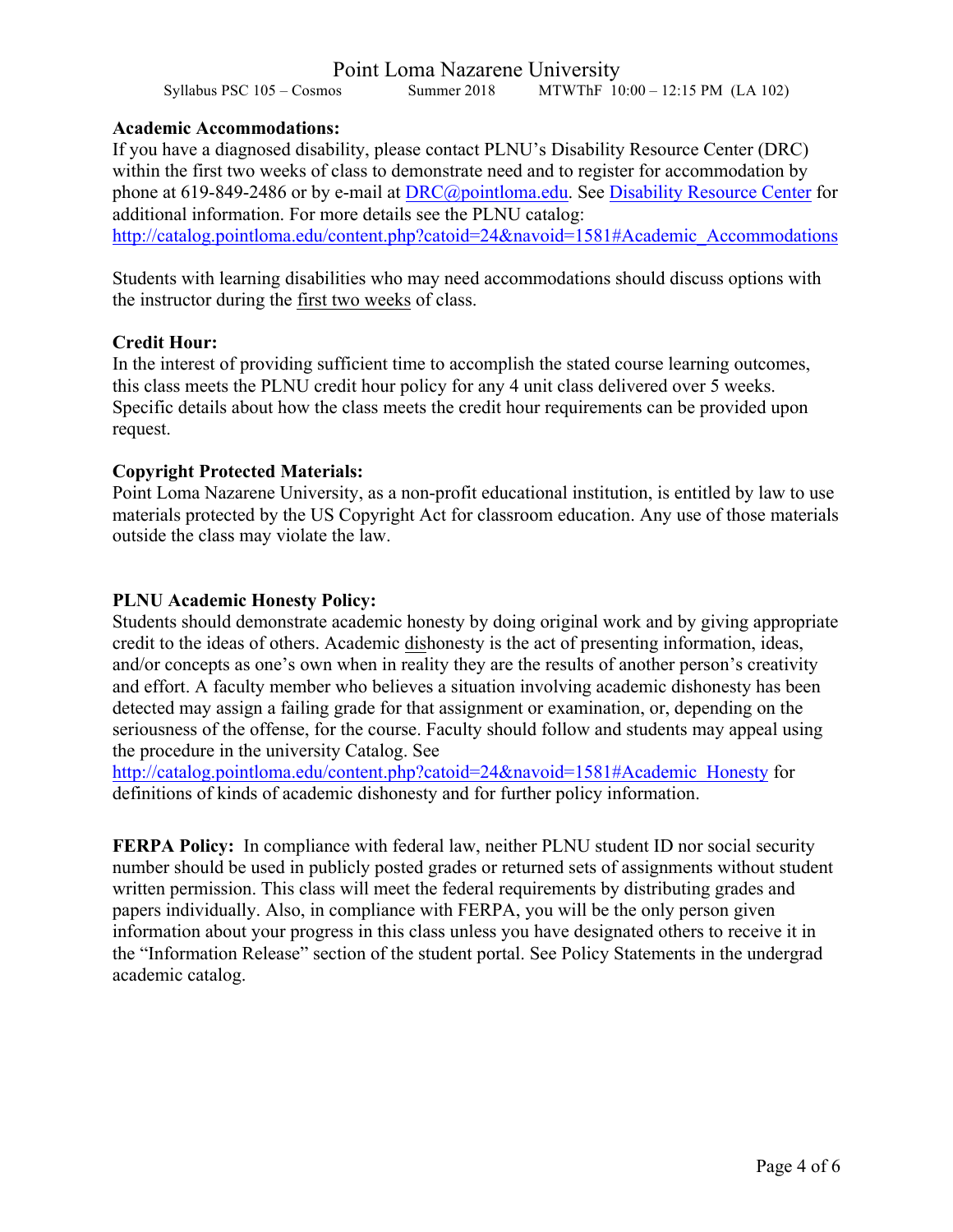**Academic Accommodations:**
If you have a diagnosed disability, please contact PLNU's Disability Resource Center (DRC) within the first two weeks of class to demonstrate need and to register for accommodation by phone at 619-849-2486 or by e-mail at DRC@pointloma.edu. See Disability Resource Center for additional information. For more details see the PLNU catalog: http://catalog.pointloma.edu/content.php?catoid=24&navoid=1581#Academic_Accommodations

Students with learning disabilities who may need accommodations should discuss options with the instructor during the first two weeks of class.

**Credit Hour:**
In the interest of providing sufficient time to accomplish the stated course learning outcomes, this class meets the PLNU credit hour policy for any 4 unit class delivered over 5 weeks. Specific details about how the class meets the credit hour requirements can be provided upon request.

**Copyright Protected Materials:**
Point Loma Nazarene University, as a non-profit educational institution, is entitled by law to use materials protected by the US Copyright Act for classroom education. Any use of those materials outside the class may violate the law.

**PLNU Academic Honesty Policy:**
Students should demonstrate academic honesty by doing original work and by giving appropriate credit to the ideas of others. Academic dishonesty is the act of presenting information, ideas, and/or concepts as one's own when in reality they are the results of another person's creativity and effort. A faculty member who believes a situation involving academic dishonesty has been detected may assign a failing grade for that assignment or examination, or, depending on the seriousness of the offense, for the course. Faculty should follow and students may appeal using the procedure in the university Catalog. See http://catalog.pointloma.edu/content.php?catoid=24&navoid=1581#Academic_Honesty for definitions of kinds of academic dishonesty and for further policy information.

**FERPA Policy:** In compliance with federal law, neither PLNU student ID nor social security number should be used in publicly posted grades or returned sets of assignments without student written permission. This class will meet the federal requirements by distributing grades and papers individually. Also, in compliance with FERPA, you will be the only person given information about your progress in this class unless you have designated others to receive it in the "Information Release" section of the student portal. See Policy Statements in the undergrad academic catalog.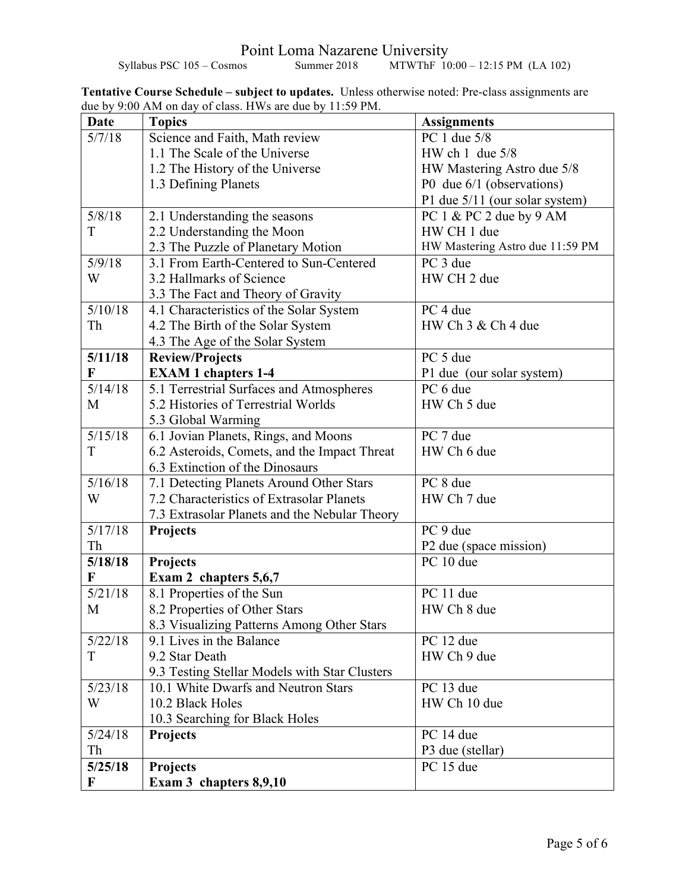Point Loma Nazarene University
Syllabus PSC 105 – Cosmos Summer 2018 MTWThF 10:00 – 12:15 PM (LA 102)

**Tentative Course Schedule – subject to updates.** Unless otherwise noted: Pre-class assignments are due by 9:00 AM on day of class. HWs are due by 11:59 PM.

| Date | Topics | Assignments |
|---|---|---|
| 5/7/18 | Science and Faith, Math review<br>1.1 The Scale of the Universe<br>1.2 The History of the Universe<br>1.3 Defining Planets | PC 1 due 5/8<br>HW ch 1 due 5/8<br>HW Mastering Astro due 5/8<br>P0 due 6/1 (observations)<br>P1 due 5/11 (our solar system) |
| 5/8/18<br>T | 2.1 Understanding the seasons<br>2.2 Understanding the Moon<br>2.3 The Puzzle of Planetary Motion | PC 1 & PC 2 due by 9 AM<br>HW CH 1 due<br>HW Mastering Astro due 11:59 PM |
| 5/9/18<br>W | 3.1 From Earth-Centered to Sun-Centered<br>3.2 Hallmarks of Science<br>3.3 The Fact and Theory of Gravity | PC 3 due<br>HW CH 2 due |
| 5/10/18<br>Th | 4.1 Characteristics of the Solar System<br>4.2 The Birth of the Solar System<br>4.3 The Age of the Solar System | PC 4 due<br>HW Ch 3 & Ch 4 due |
| **5/11/18<br>F** | **Review/Projects<br>EXAM 1 chapters 1-4** | PC 5 due<br>P1 due (our solar system) |
| 5/14/18<br>M | 5.1 Terrestrial Surfaces and Atmospheres<br>5.2 Histories of Terrestrial Worlds<br>5.3 Global Warming | PC 6 due<br>HW Ch 5 due |
| 5/15/18<br>T | 6.1 Jovian Planets, Rings, and Moons<br>6.2 Asteroids, Comets, and the Impact Threat<br>6.3 Extinction of the Dinosaurs | PC 7 due<br>HW Ch 6 due |
| 5/16/18<br>W | 7.1 Detecting Planets Around Other Stars<br>7.2 Characteristics of Extrasolar Planets<br>7.3 Extrasolar Planets and the Nebular Theory | PC 8 due<br>HW Ch 7 due |
| 5/17/18<br>Th | **Projects** | PC 9 due<br>P2 due (space mission) |
| **5/18/18<br>F** | **Projects<br>Exam 2 chapters 5,6,7** | PC 10 due |
| 5/21/18<br>M | 8.1 Properties of the Sun<br>8.2 Properties of Other Stars<br>8.3 Visualizing Patterns Among Other Stars | PC 11 due<br>HW Ch 8 due |
| 5/22/18<br>T | 9.1 Lives in the Balance<br>9.2 Star Death<br>9.3 Testing Stellar Models with Star Clusters | PC 12 due<br>HW Ch 9 due |
| 5/23/18<br>W | 10.1 White Dwarfs and Neutron Stars<br>10.2 Black Holes<br>10.3 Searching for Black Holes | PC 13 due<br>HW Ch 10 due |
| 5/24/18<br>Th | **Projects** | PC 14 due<br>P3 due (stellar) |
| **5/25/18<br>F** | **Projects<br>Exam 3 chapters 8,9,10** | PC 15 due |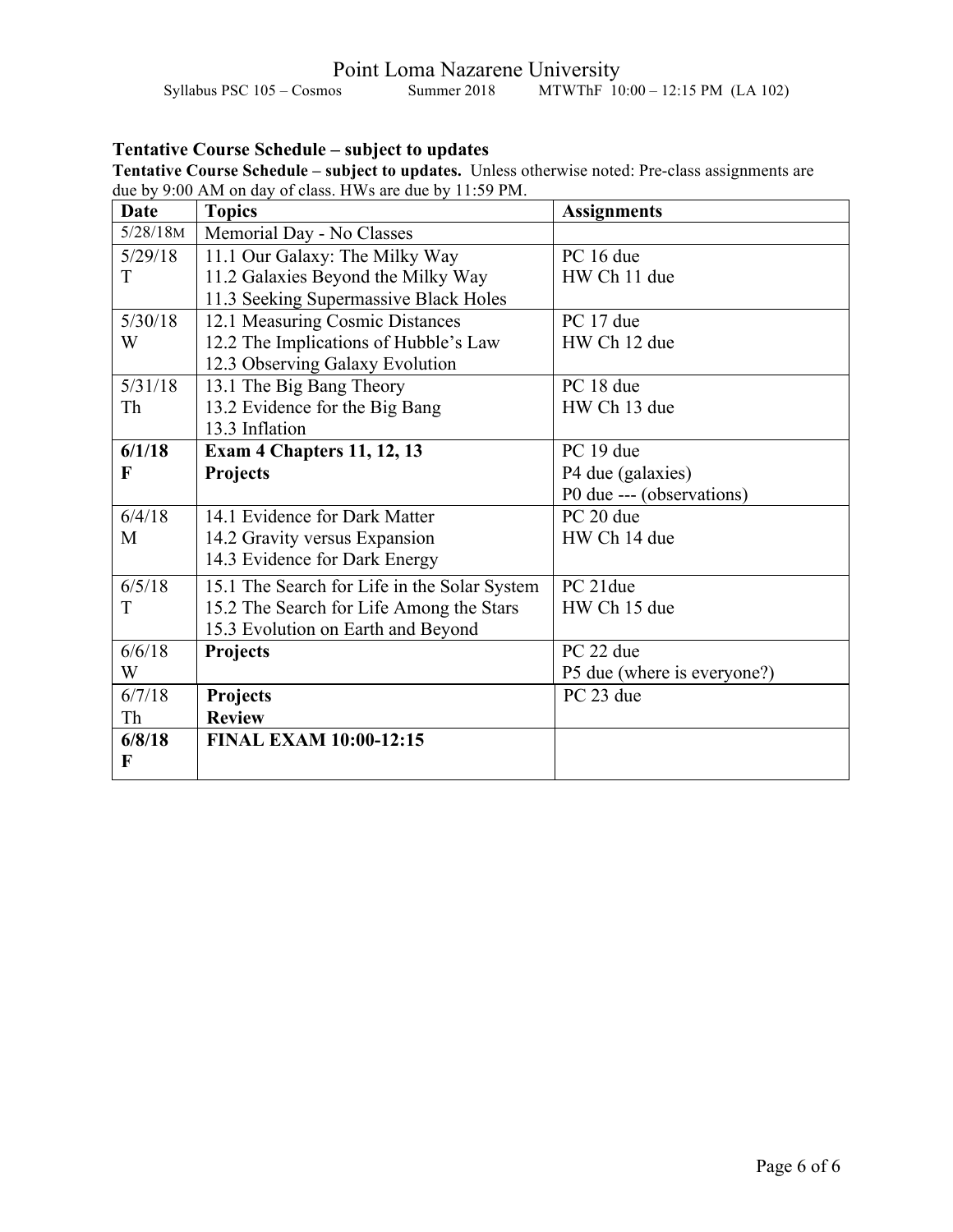## Tentative Course Schedule – subject to updates

**Tentative Course Schedule – subject to updates.** Unless otherwise noted: Pre-class assignments are due by 9:00 AM on day of class. HWs are due by 11:59 PM.

| Date | Topics | Assignments |
|---|---|---|
| 5/28/18M | Memorial Day - No Classes | |
| 5/29/18 T | 11.1 Our Galaxy: The Milky Way<br>11.2 Galaxies Beyond the Milky Way<br>11.3 Seeking Supermassive Black Holes | PC 16 due<br>HW Ch 11 due |
| 5/30/18 W | 12.1 Measuring Cosmic Distances<br>12.2 The Implications of Hubble's Law<br>12.3 Observing Galaxy Evolution | PC 17 due<br>HW Ch 12 due |
| 5/31/18 Th | 13.1 The Big Bang Theory<br>13.2 Evidence for the Big Bang<br>13.3 Inflation | PC 18 due<br>HW Ch 13 due |
| **6/1/18 F** | **Exam 4 Chapters 11, 12, 13**<br>**Projects** | PC 19 due<br>P4 due (galaxies)<br>P0 due --- (observations) |
| 6/4/18 M | 14.1 Evidence for Dark Matter<br>14.2 Gravity versus Expansion<br>14.3 Evidence for Dark Energy | PC 20 due<br>HW Ch 14 due |
| 6/5/18 T | 15.1 The Search for Life in the Solar System<br>15.2 The Search for Life Among the Stars<br>15.3 Evolution on Earth and Beyond | PC 21due<br>HW Ch 15 due |
| 6/6/18 W | **Projects** | PC 22 due<br>P5 due (where is everyone?) |
| 6/7/18 Th | **Projects**<br>**Review** | PC 23 due |
| **6/8/18 F** | **FINAL EXAM 10:00-12:15** | |